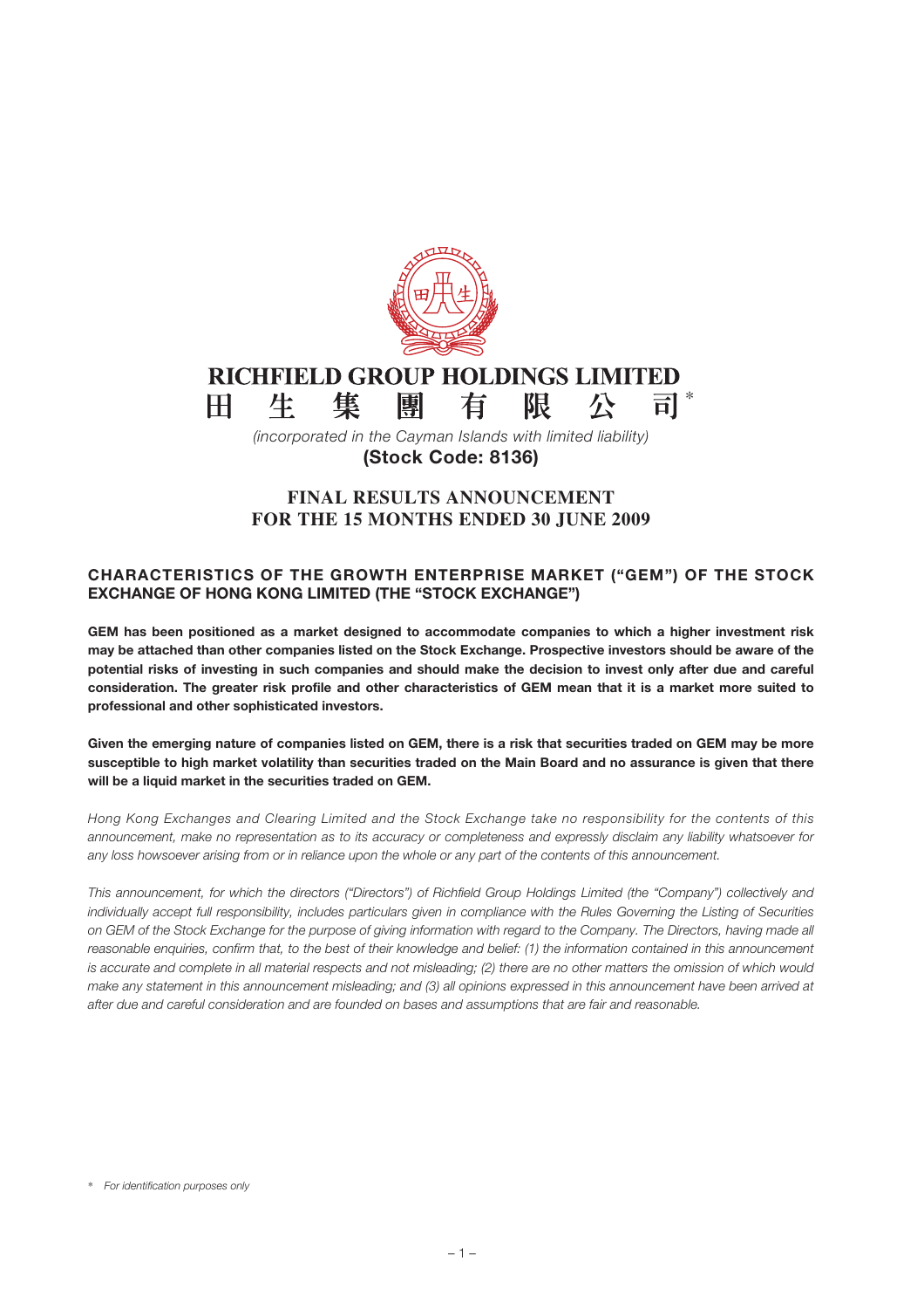# RICHFIELD GROUP HOLDINGS LIMITED
# 田生集團有限公司*

*(incorporated in the Cayman Islands with limited liability)*

**(Stock Code: 8136)**

## FINAL RESULTS ANNOUNCEMENT FOR THE 15 MONTHS ENDED 30 JUNE 2009

### CHARACTERISTICS OF THE GROWTH ENTERPRISE MARKET ("GEM") OF THE STOCK EXCHANGE OF HONG KONG LIMITED (THE "STOCK EXCHANGE")

**GEM has been positioned as a market designed to accommodate companies to which a higher investment risk may be attached than other companies listed on the Stock Exchange. Prospective investors should be aware of the potential risks of investing in such companies and should make the decision to invest only after due and careful consideration. The greater risk profile and other characteristics of GEM mean that it is a market more suited to professional and other sophisticated investors.**

**Given the emerging nature of companies listed on GEM, there is a risk that securities traded on GEM may be more susceptible to high market volatility than securities traded on the Main Board and no assurance is given that there will be a liquid market in the securities traded on GEM.**

*Hong Kong Exchanges and Clearing Limited and the Stock Exchange take no responsibility for the contents of this announcement, make no representation as to its accuracy or completeness and expressly disclaim any liability whatsoever for any loss howsoever arising from or in reliance upon the whole or any part of the contents of this announcement.*

*This announcement, for which the directors ("Directors") of Richfield Group Holdings Limited (the "Company") collectively and individually accept full responsibility, includes particulars given in compliance with the Rules Governing the Listing of Securities on GEM of the Stock Exchange for the purpose of giving information with regard to the Company. The Directors, having made all reasonable enquiries, confirm that, to the best of their knowledge and belief: (1) the information contained in this announcement is accurate and complete in all material respects and not misleading; (2) there are no other matters the omission of which would make any statement in this announcement misleading; and (3) all opinions expressed in this announcement have been arrived at after due and careful consideration and are founded on bases and assumptions that are fair and reasonable.*

\* *For identification purposes only*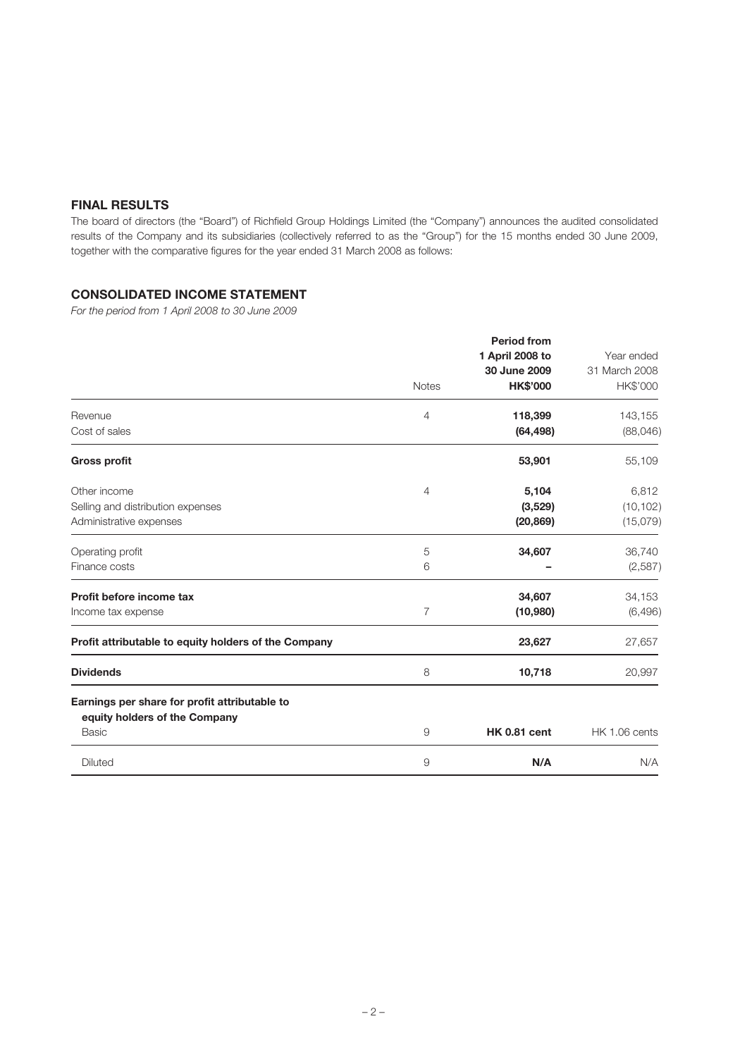## FINAL RESULTS

The board of directors (the "Board") of Richfield Group Holdings Limited (the "Company") announces the audited consolidated results of the Company and its subsidiaries (collectively referred to as the "Group") for the 15 months ended 30 June 2009, together with the comparative figures for the year ended 31 March 2008 as follows:

## CONSOLIDATED INCOME STATEMENT

*For the period from 1 April 2008 to 30 June 2009*

| | Notes | Period from 1 April 2008 to 30 June 2009 HK$'000 | Year ended 31 March 2008 HK$'000 |
|---|---|---|---|
| Revenue | 4 | **118,399** | 143,155 |
| Cost of sales | | **(64,498)** | (88,046) |
| **Gross profit** | | **53,901** | 55,109 |
| Other income | 4 | **5,104** | 6,812 |
| Selling and distribution expenses | | **(3,529)** | (10,102) |
| Administrative expenses | | **(20,869)** | (15,079) |
| Operating profit | 5 | **34,607** | 36,740 |
| Finance costs | 6 | **–** | (2,587) |
| **Profit before income tax** | | **34,607** | 34,153 |
| Income tax expense | 7 | **(10,980)** | (6,496) |
| **Profit attributable to equity holders of the Company** | | **23,627** | 27,657 |
| **Dividends** | 8 | **10,718** | 20,997 |
| **Earnings per share for profit attributable to equity holders of the Company** | | | |
| Basic | 9 | **HK 0.81 cent** | HK 1.06 cents |
| Diluted | 9 | **N/A** | N/A |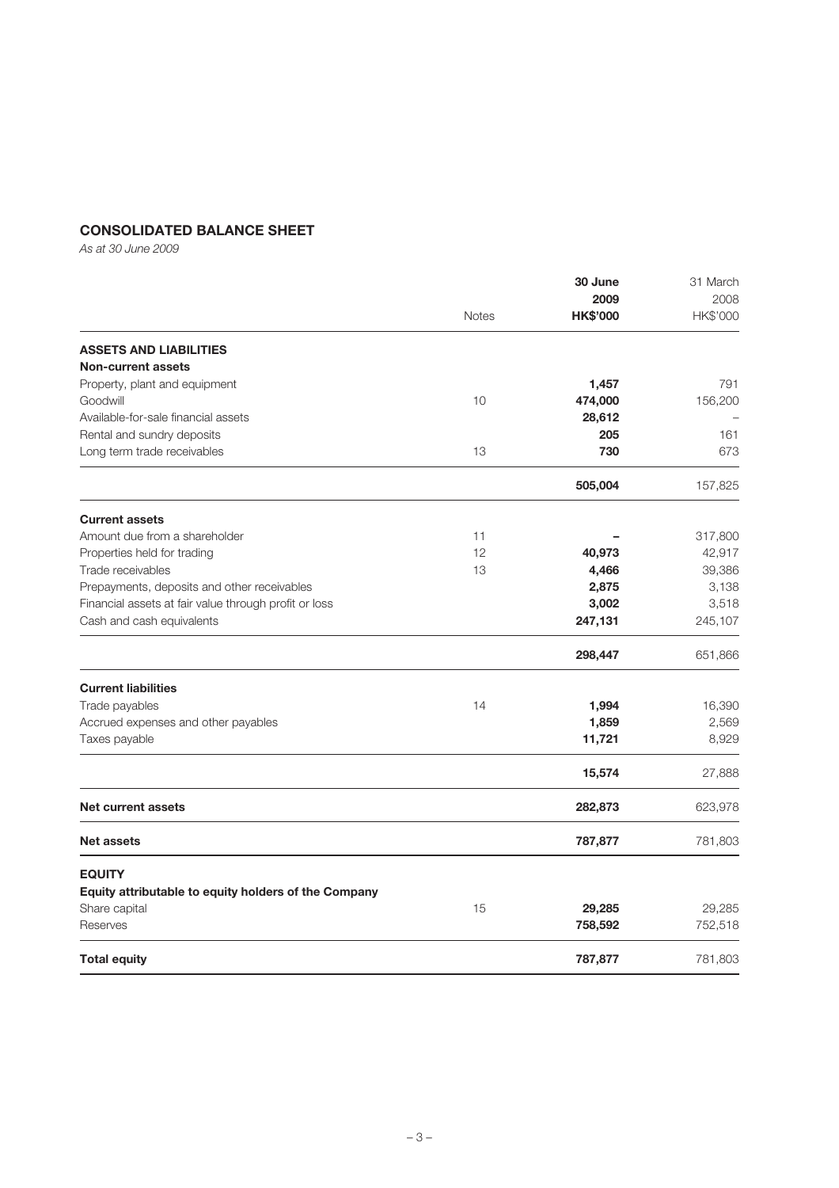## CONSOLIDATED BALANCE SHEET

*As at 30 June 2009*

| | Notes | 30 June 2009 HK$'000 | 31 March 2008 HK$'000 |
|---|---|---|---|
| **ASSETS AND LIABILITIES** | | | |
| **Non-current assets** | | | |
| Property, plant and equipment | | **1,457** | 791 |
| Goodwill | 10 | **474,000** | 156,200 |
| Available-for-sale financial assets | | **28,612** | – |
| Rental and sundry deposits | | **205** | 161 |
| Long term trade receivables | 13 | **730** | 673 |
| | | **505,004** | 157,825 |
| **Current assets** | | | |
| Amount due from a shareholder | 11 | **–** | 317,800 |
| Properties held for trading | 12 | **40,973** | 42,917 |
| Trade receivables | 13 | **4,466** | 39,386 |
| Prepayments, deposits and other receivables | | **2,875** | 3,138 |
| Financial assets at fair value through profit or loss | | **3,002** | 3,518 |
| Cash and cash equivalents | | **247,131** | 245,107 |
| | | **298,447** | 651,866 |
| **Current liabilities** | | | |
| Trade payables | 14 | **1,994** | 16,390 |
| Accrued expenses and other payables | | **1,859** | 2,569 |
| Taxes payable | | **11,721** | 8,929 |
| | | **15,574** | 27,888 |
| **Net current assets** | | **282,873** | 623,978 |
| **Net assets** | | **787,877** | 781,803 |
| **EQUITY** | | | |
| **Equity attributable to equity holders of the Company** | | | |
| Share capital | 15 | **29,285** | 29,285 |
| Reserves | | **758,592** | 752,518 |
| **Total equity** | | **787,877** | 781,803 |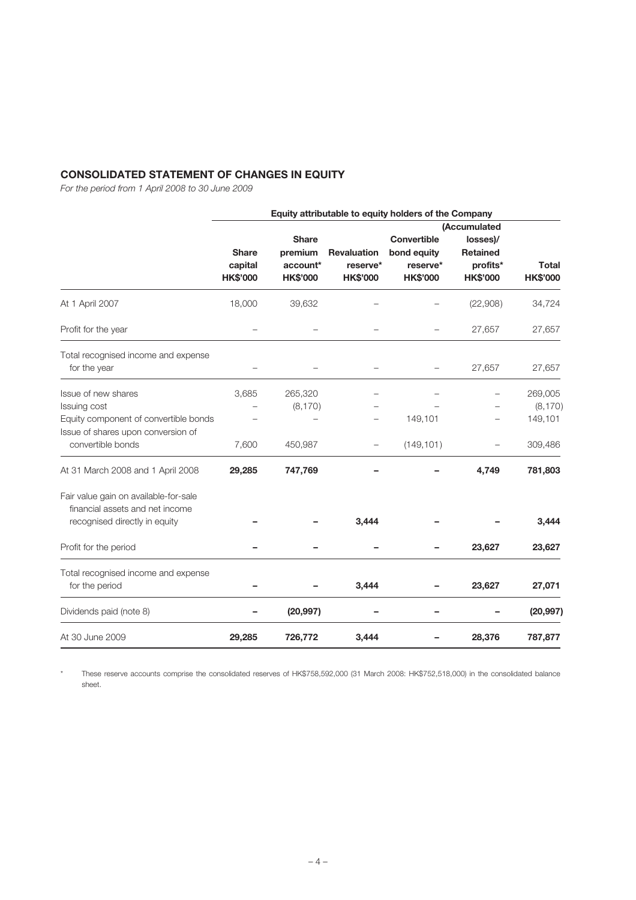## CONSOLIDATED STATEMENT OF CHANGES IN EQUITY

*For the period from 1 April 2008 to 30 June 2009*

| | Equity attributable to equity holders of the Company | | | | | |
|---|---|---|---|---|---|---|
| | **Share capital HK$'000** | **Share premium account* HK$'000** | **Revaluation reserve* HK$'000** | **Convertible bond equity reserve* HK$'000** | **(Accumulated losses)/ Retained profits* HK$'000** | **Total HK$'000** |
| At 1 April 2007 | 18,000 | 39,632 | – | – | (22,908) | 34,724 |
| Profit for the year | – | – | – | – | 27,657 | 27,657 |
| Total recognised income and expense for the year | – | – | – | – | 27,657 | 27,657 |
| Issue of new shares | 3,685 | 265,320 | – | – | – | 269,005 |
| Issuing cost | – | (8,170) | – | – | – | (8,170) |
| Equity component of convertible bonds | – | – | – | 149,101 | – | 149,101 |
| Issue of shares upon conversion of convertible bonds | 7,600 | 450,987 | – | (149,101) | – | 309,486 |
| At 31 March 2008 and 1 April 2008 | **29,285** | **747,769** | **–** | **–** | **4,749** | **781,803** |
| Fair value gain on available-for-sale financial assets and net income recognised directly in equity | **–** | **–** | **3,444** | **–** | **–** | **3,444** |
| Profit for the period | **–** | **–** | **–** | **–** | **23,627** | **23,627** |
| Total recognised income and expense for the period | **–** | **–** | **3,444** | **–** | **23,627** | **27,071** |
| Dividends paid (note 8) | **–** | **(20,997)** | **–** | **–** | **–** | **(20,997)** |
| At 30 June 2009 | **29,285** | **726,772** | **3,444** | **–** | **28,376** | **787,877** |

\* These reserve accounts comprise the consolidated reserves of HK$758,592,000 (31 March 2008: HK$752,518,000) in the consolidated balance sheet.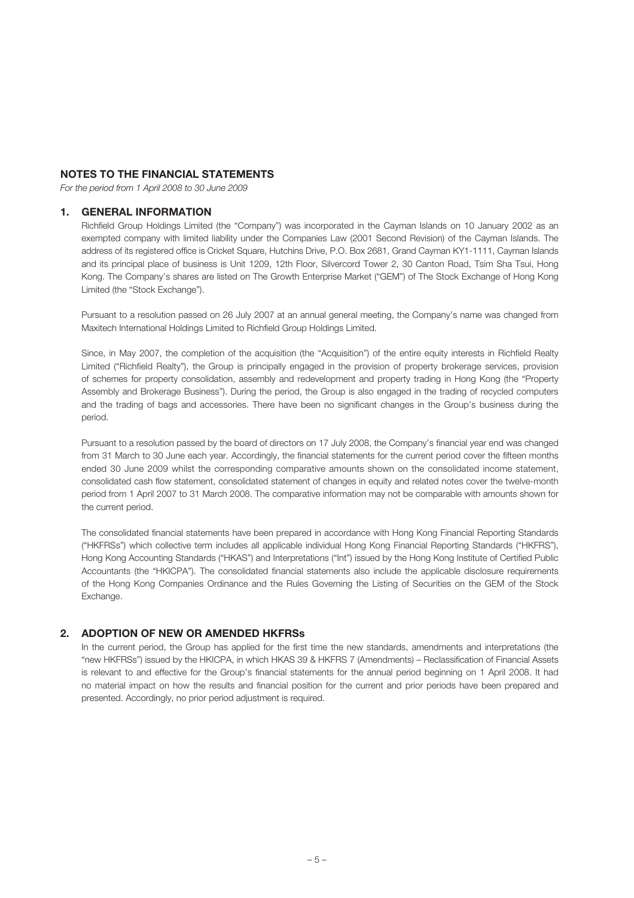## NOTES TO THE FINANCIAL STATEMENTS

*For the period from 1 April 2008 to 30 June 2009*

### 1. GENERAL INFORMATION

Richfield Group Holdings Limited (the "Company") was incorporated in the Cayman Islands on 10 January 2002 as an exempted company with limited liability under the Companies Law (2001 Second Revision) of the Cayman Islands. The address of its registered office is Cricket Square, Hutchins Drive, P.O. Box 2681, Grand Cayman KY1-1111, Cayman Islands and its principal place of business is Unit 1209, 12th Floor, Silvercord Tower 2, 30 Canton Road, Tsim Sha Tsui, Hong Kong. The Company's shares are listed on The Growth Enterprise Market ("GEM") of The Stock Exchange of Hong Kong Limited (the "Stock Exchange").

Pursuant to a resolution passed on 26 July 2007 at an annual general meeting, the Company's name was changed from Maxitech International Holdings Limited to Richfield Group Holdings Limited.

Since, in May 2007, the completion of the acquisition (the "Acquisition") of the entire equity interests in Richfield Realty Limited ("Richfield Realty"), the Group is principally engaged in the provision of property brokerage services, provision of schemes for property consolidation, assembly and redevelopment and property trading in Hong Kong (the "Property Assembly and Brokerage Business"). During the period, the Group is also engaged in the trading of recycled computers and the trading of bags and accessories. There have been no significant changes in the Group's business during the period.

Pursuant to a resolution passed by the board of directors on 17 July 2008, the Company's financial year end was changed from 31 March to 30 June each year. Accordingly, the financial statements for the current period cover the fifteen months ended 30 June 2009 whilst the corresponding comparative amounts shown on the consolidated income statement, consolidated cash flow statement, consolidated statement of changes in equity and related notes cover the twelve-month period from 1 April 2007 to 31 March 2008. The comparative information may not be comparable with amounts shown for the current period.

The consolidated financial statements have been prepared in accordance with Hong Kong Financial Reporting Standards ("HKFRSs") which collective term includes all applicable individual Hong Kong Financial Reporting Standards ("HKFRS"), Hong Kong Accounting Standards ("HKAS") and Interpretations ("Int") issued by the Hong Kong Institute of Certified Public Accountants (the "HKICPA"). The consolidated financial statements also include the applicable disclosure requirements of the Hong Kong Companies Ordinance and the Rules Governing the Listing of Securities on the GEM of the Stock Exchange.

### 2. ADOPTION OF NEW OR AMENDED HKFRSs

In the current period, the Group has applied for the first time the new standards, amendments and interpretations (the "new HKFRSs") issued by the HKICPA, in which HKAS 39 & HKFRS 7 (Amendments) – Reclassification of Financial Assets is relevant to and effective for the Group's financial statements for the annual period beginning on 1 April 2008. It had no material impact on how the results and financial position for the current and prior periods have been prepared and presented. Accordingly, no prior period adjustment is required.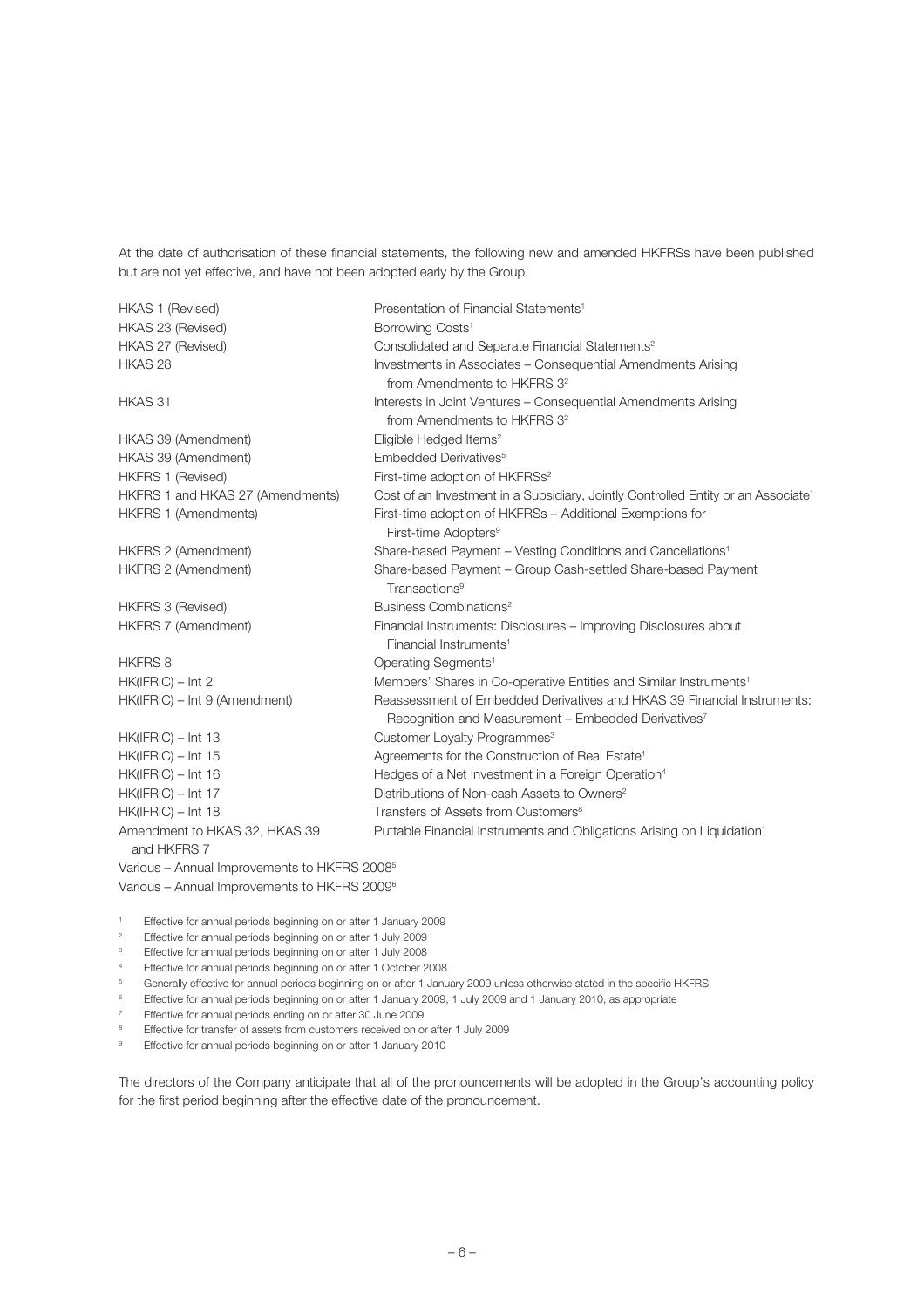At the date of authorisation of these financial statements, the following new and amended HKFRSs have been published but are not yet effective, and have not been adopted early by the Group.

| | |
|---|---|
| HKAS 1 (Revised) | Presentation of Financial Statements[1] |
| HKAS 23 (Revised) | Borrowing Costs[1] |
| HKAS 27 (Revised) | Consolidated and Separate Financial Statements[2] |
| HKAS 28 | Investments in Associates – Consequential Amendments Arising from Amendments to HKFRS 3[2] |
| HKAS 31 | Interests in Joint Ventures – Consequential Amendments Arising from Amendments to HKFRS 3[2] |
| HKAS 39 (Amendment) | Eligible Hedged Items[2] |
| HKAS 39 (Amendment) | Embedded Derivatives[5] |
| HKFRS 1 (Revised) | First-time adoption of HKFRSs[2] |
| HKFRS 1 and HKAS 27 (Amendments) | Cost of an Investment in a Subsidiary, Jointly Controlled Entity or an Associate[1] |
| HKFRS 1 (Amendments) | First-time adoption of HKFRSs – Additional Exemptions for First-time Adopters[9] |
| HKFRS 2 (Amendment) | Share-based Payment – Vesting Conditions and Cancellations[1] |
| HKFRS 2 (Amendment) | Share-based Payment – Group Cash-settled Share-based Payment Transactions[9] |
| HKFRS 3 (Revised) | Business Combinations[2] |
| HKFRS 7 (Amendment) | Financial Instruments: Disclosures – Improving Disclosures about Financial Instruments[1] |
| HKFRS 8 | Operating Segments[1] |
| HK(IFRIC) – Int 2 | Members' Shares in Co-operative Entities and Similar Instruments[1] |
| HK(IFRIC) – Int 9 (Amendment) | Reassessment of Embedded Derivatives and HKAS 39 Financial Instruments: Recognition and Measurement – Embedded Derivatives[7] |
| HK(IFRIC) – Int 13 | Customer Loyalty Programmes[3] |
| HK(IFRIC) – Int 15 | Agreements for the Construction of Real Estate[1] |
| HK(IFRIC) – Int 16 | Hedges of a Net Investment in a Foreign Operation[4] |
| HK(IFRIC) – Int 17 | Distributions of Non-cash Assets to Owners[2] |
| HK(IFRIC) – Int 18 | Transfers of Assets from Customers[8] |
| Amendment to HKAS 32, HKAS 39 and HKFRS 7 | Puttable Financial Instruments and Obligations Arising on Liquidation[1] |

Various – Annual Improvements to HKFRS 2008[5]

Various – Annual Improvements to HKFRS 2009[6]

[1] Effective for annual periods beginning on or after 1 January 2009
[2] Effective for annual periods beginning on or after 1 July 2009
[3] Effective for annual periods beginning on or after 1 July 2008
[4] Effective for annual periods beginning on or after 1 October 2008
[5] Generally effective for annual periods beginning on or after 1 January 2009 unless otherwise stated in the specific HKFRS
[6] Effective for annual periods beginning on or after 1 January 2009, 1 July 2009 and 1 January 2010, as appropriate
[7] Effective for annual periods ending on or after 30 June 2009
[8] Effective for transfer of assets from customers received on or after 1 July 2009
[9] Effective for annual periods beginning on or after 1 January 2010

The directors of the Company anticipate that all of the pronouncements will be adopted in the Group's accounting policy for the first period beginning after the effective date of the pronouncement.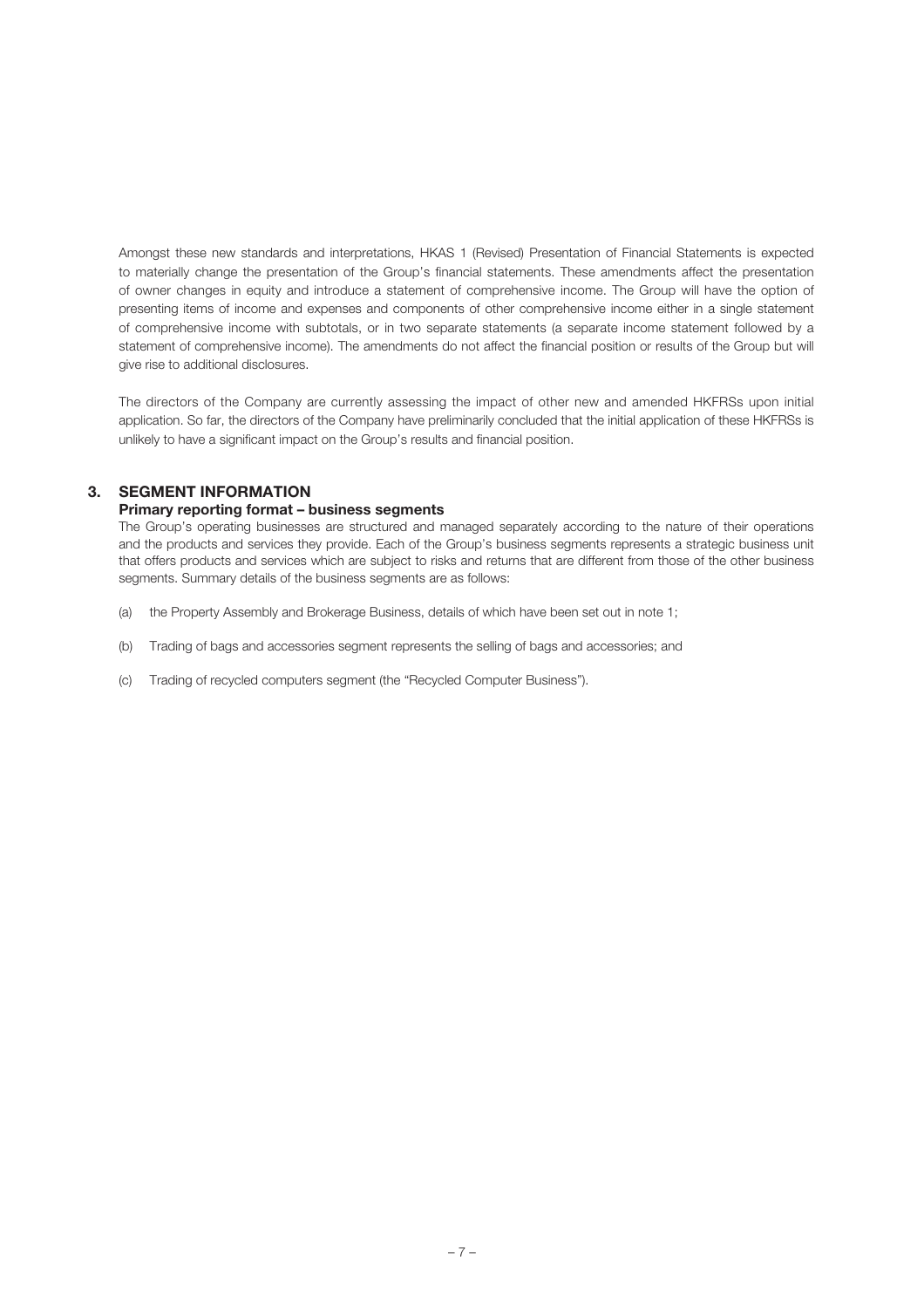Amongst these new standards and interpretations, HKAS 1 (Revised) Presentation of Financial Statements is expected to materially change the presentation of the Group's financial statements. These amendments affect the presentation of owner changes in equity and introduce a statement of comprehensive income. The Group will have the option of presenting items of income and expenses and components of other comprehensive income either in a single statement of comprehensive income with subtotals, or in two separate statements (a separate income statement followed by a statement of comprehensive income). The amendments do not affect the financial position or results of the Group but will give rise to additional disclosures.

The directors of the Company are currently assessing the impact of other new and amended HKFRSs upon initial application. So far, the directors of the Company have preliminarily concluded that the initial application of these HKFRSs is unlikely to have a significant impact on the Group's results and financial position.

## 3. SEGMENT INFORMATION

### Primary reporting format – business segments

The Group's operating businesses are structured and managed separately according to the nature of their operations and the products and services they provide. Each of the Group's business segments represents a strategic business unit that offers products and services which are subject to risks and returns that are different from those of the other business segments. Summary details of the business segments are as follows:

(a) the Property Assembly and Brokerage Business, details of which have been set out in note 1;

(b) Trading of bags and accessories segment represents the selling of bags and accessories; and

(c) Trading of recycled computers segment (the "Recycled Computer Business").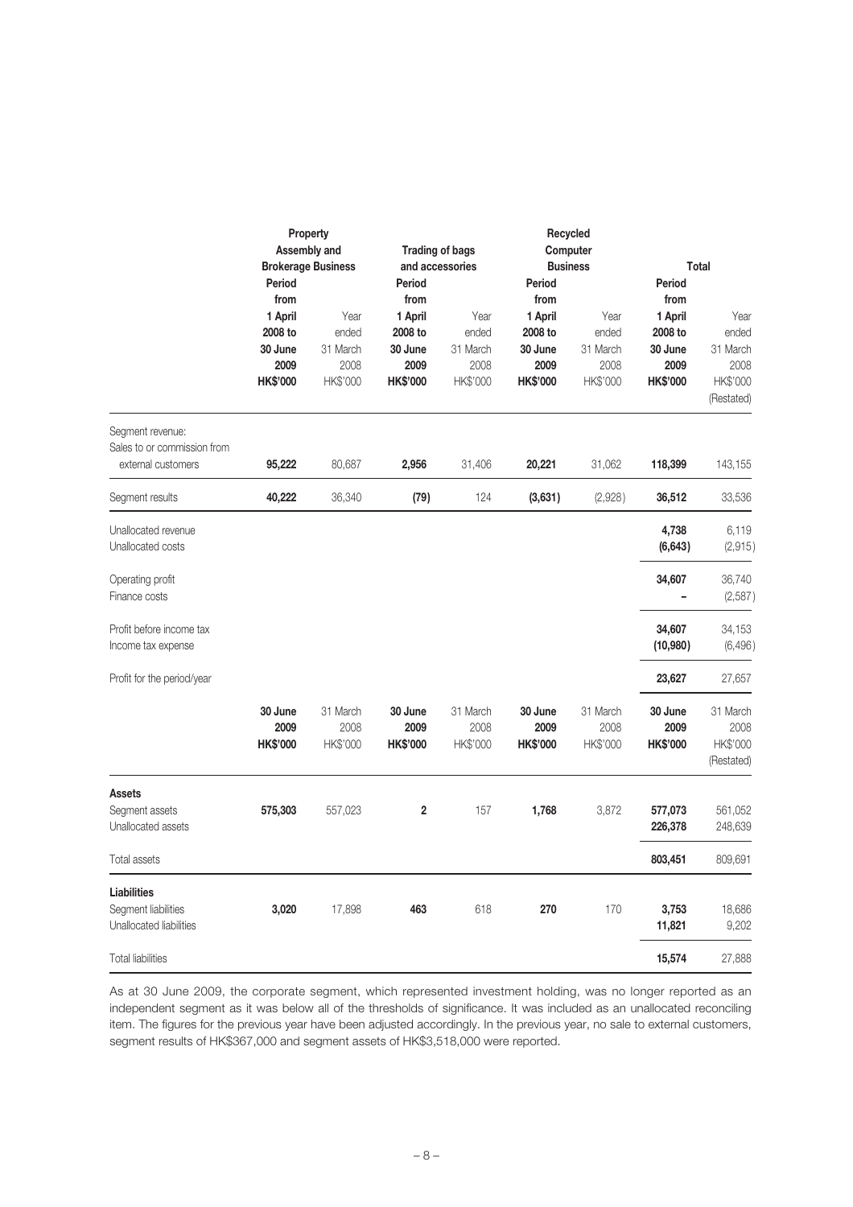| | Property Assembly and Brokerage Business | | Trading of bags and accessories | | Recycled Computer Business | | Total | |
|---|---|---|---|---|---|---|---|---|
| | **Period from 1 April 2008 to 30 June 2009** | Year ended 31 March 2008 | **Period from 1 April 2008 to 30 June 2009** | Year ended 31 March 2008 | **Period from 1 April 2008 to 30 June 2009** | Year ended 31 March 2008 | **Period from 1 April 2008 to 30 June 2009** | Year ended 31 March 2008 |
| | **HK$'000** | HK$'000 | **HK$'000** | HK$'000 | **HK$'000** | HK$'000 | **HK$'000** | HK$'000 (Restated) |
| Segment revenue: | | | | | | | | |
| Sales to or commission from external customers | **95,222** | 80,687 | **2,956** | 31,406 | **20,221** | 31,062 | **118,399** | 143,155 |
| Segment results | **40,222** | 36,340 | **(79)** | 124 | **(3,631)** | (2,928) | **36,512** | 33,536 |
| Unallocated revenue | | | | | | | **4,738** | 6,119 |
| Unallocated costs | | | | | | | **(6,643)** | (2,915) |
| Operating profit | | | | | | | **34,607** | 36,740 |
| Finance costs | | | | | | | **–** | (2,587) |
| Profit before income tax | | | | | | | **34,607** | 34,153 |
| Income tax expense | | | | | | | **(10,980)** | (6,496) |
| Profit for the period/year | | | | | | | **23,627** | 27,657 |

| | **30 June 2009** | 31 March 2008 | **30 June 2009** | 31 March 2008 | **30 June 2009** | 31 March 2008 | **30 June 2009** | 31 March 2008 |
|---|---|---|---|---|---|---|---|---|
| | **HK$'000** | HK$'000 | **HK$'000** | HK$'000 | **HK$'000** | HK$'000 | **HK$'000** | HK$'000 (Restated) |
| **Assets** | | | | | | | | |
| Segment assets | **575,303** | 557,023 | **2** | 157 | **1,768** | 3,872 | **577,073** | 561,052 |
| Unallocated assets | | | | | | | **226,378** | 248,639 |
| Total assets | | | | | | | **803,451** | 809,691 |
| **Liabilities** | | | | | | | | |
| Segment liabilities | **3,020** | 17,898 | **463** | 618 | **270** | 170 | **3,753** | 18,686 |
| Unallocated liabilities | | | | | | | **11,821** | 9,202 |
| Total liabilities | | | | | | | **15,574** | 27,888 |

As at 30 June 2009, the corporate segment, which represented investment holding, was no longer reported as an independent segment as it was below all of the thresholds of significance. It was included as an unallocated reconciling item. The figures for the previous year have been adjusted accordingly. In the previous year, no sale to external customers, segment results of HK$367,000 and segment assets of HK$3,518,000 were reported.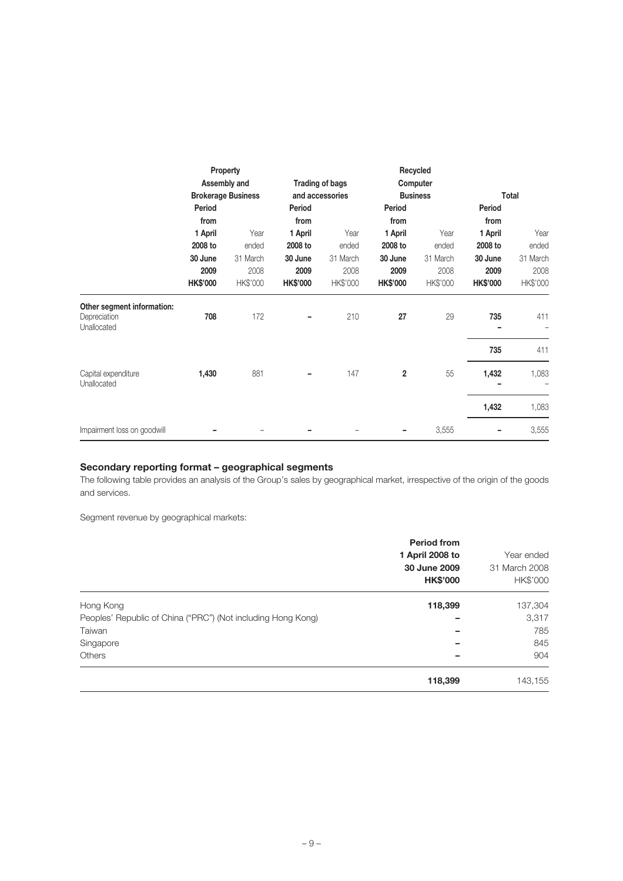| | Property Assembly and Brokerage Business | | Trading of bags and accessories | | Recycled Computer Business | | Total | |
|---|---|---|---|---|---|---|---|---|
| | **Period from 1 April 2008 to 30 June 2009** | Year ended 31 March 2008 | **Period from 1 April 2008 to 30 June 2009** | Year ended 31 March 2008 | **Period from 1 April 2008 to 30 June 2009** | Year ended 31 March 2008 | **Period from 1 April 2008 to 30 June 2009** | Year ended 31 March 2008 |
| | **HK$'000** | HK$'000 | **HK$'000** | HK$'000 | **HK$'000** | HK$'000 | **HK$'000** | HK$'000 |
| **Other segment information:** | | | | | | | | |
| Depreciation | **708** | 172 | **–** | 210 | **27** | 29 | **735** | 411 |
| Unallocated | | | | | | | **–** | – |
| | | | | | | | **735** | 411 |
| Capital expenditure | **1,430** | 881 | **–** | 147 | **2** | 55 | **1,432** | 1,083 |
| Unallocated | | | | | | | **–** | – |
| | | | | | | | **1,432** | 1,083 |
| Impairment loss on goodwill | **–** | – | **–** | – | **–** | 3,555 | **–** | 3,555 |

### Secondary reporting format – geographical segments

The following table provides an analysis of the Group's sales by geographical market, irrespective of the origin of the goods and services.

Segment revenue by geographical markets:

| | **Period from 1 April 2008 to 30 June 2009** | Year ended 31 March 2008 |
|---|---|---|
| | **HK$'000** | HK$'000 |
| Hong Kong | **118,399** | 137,304 |
| Peoples' Republic of China ("PRC") (Not including Hong Kong) | **–** | 3,317 |
| Taiwan | **–** | 785 |
| Singapore | **–** | 845 |
| Others | **–** | 904 |
| | **118,399** | 143,155 |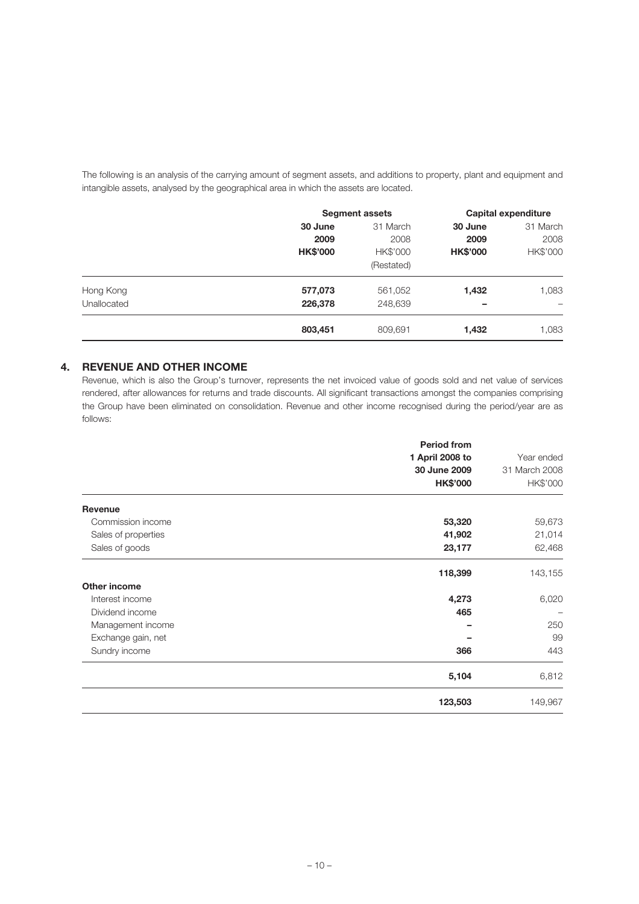The following is an analysis of the carrying amount of segment assets, and additions to property, plant and equipment and intangible assets, analysed by the geographical area in which the assets are located.

| | Segment assets | | Capital expenditure | |
|---|---|---|---|---|
| | **30 June 2009** | 31 March 2008 | **30 June 2009** | 31 March 2008 |
| | **HK$'000** | HK$'000 (Restated) | **HK$'000** | HK$'000 |
| Hong Kong | **577,073** | 561,052 | **1,432** | 1,083 |
| Unallocated | **226,378** | 248,639 | **–** | – |
| | **803,451** | 809,691 | **1,432** | 1,083 |

## 4. REVENUE AND OTHER INCOME

Revenue, which is also the Group's turnover, represents the net invoiced value of goods sold and net value of services rendered, after allowances for returns and trade discounts. All significant transactions amongst the companies comprising the Group have been eliminated on consolidation. Revenue and other income recognised during the period/year are as follows:

| | **Period from 1 April 2008 to 30 June 2009** | Year ended 31 March 2008 |
|---|---|---|
| | **HK$'000** | HK$'000 |
| **Revenue** | | |
| Commission income | **53,320** | 59,673 |
| Sales of properties | **41,902** | 21,014 |
| Sales of goods | **23,177** | 62,468 |
| | **118,399** | 143,155 |
| **Other income** | | |
| Interest income | **4,273** | 6,020 |
| Dividend income | **465** | – |
| Management income | **–** | 250 |
| Exchange gain, net | **–** | 99 |
| Sundry income | **366** | 443 |
| | **5,104** | 6,812 |
| | **123,503** | 149,967 |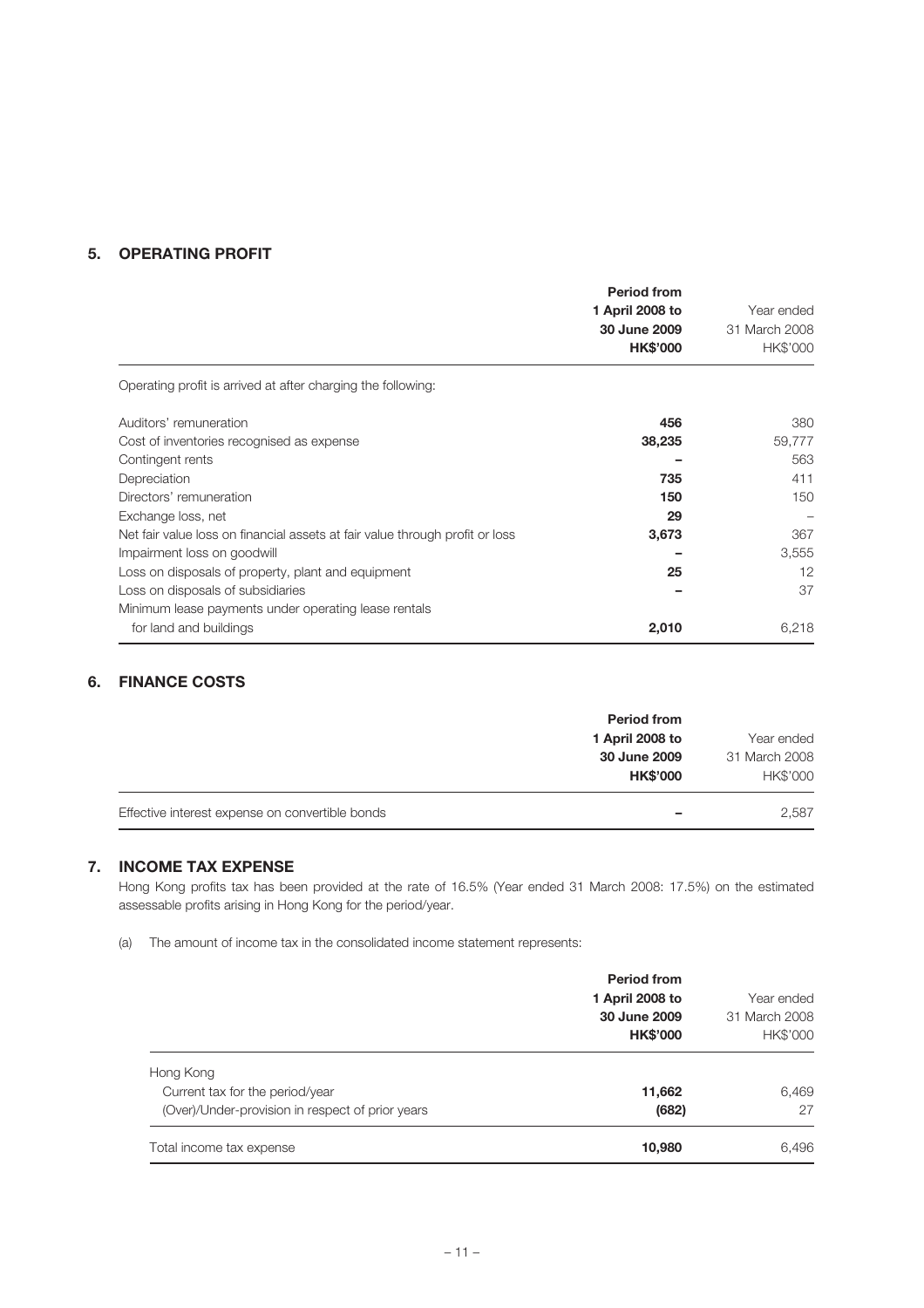## 5. OPERATING PROFIT

| | **Period from 1 April 2008 to 30 June 2009 HK$'000** | Year ended 31 March 2008 HK$'000 |
|---|---|---|
| Operating profit is arrived at after charging the following: | | |
| Auditors' remuneration | **456** | 380 |
| Cost of inventories recognised as expense | **38,235** | 59,777 |
| Contingent rents | **–** | 563 |
| Depreciation | **735** | 411 |
| Directors' remuneration | **150** | 150 |
| Exchange loss, net | **29** | – |
| Net fair value loss on financial assets at fair value through profit or loss | **3,673** | 367 |
| Impairment loss on goodwill | **–** | 3,555 |
| Loss on disposals of property, plant and equipment | **25** | 12 |
| Loss on disposals of subsidiaries | **–** | 37 |
| Minimum lease payments under operating lease rentals for land and buildings | **2,010** | 6,218 |

## 6. FINANCE COSTS

| | **Period from 1 April 2008 to 30 June 2009 HK$'000** | Year ended 31 March 2008 HK$'000 |
|---|---|---|
| Effective interest expense on convertible bonds | **–** | 2,587 |

## 7. INCOME TAX EXPENSE

Hong Kong profits tax has been provided at the rate of 16.5% (Year ended 31 March 2008: 17.5%) on the estimated assessable profits arising in Hong Kong for the period/year.

(a) The amount of income tax in the consolidated income statement represents:

| | **Period from 1 April 2008 to 30 June 2009 HK$'000** | Year ended 31 March 2008 HK$'000 |
|---|---|---|
| Hong Kong | | |
| Current tax for the period/year | **11,662** | 6,469 |
| (Over)/Under-provision in respect of prior years | **(682)** | 27 |
| Total income tax expense | **10,980** | 6,496 |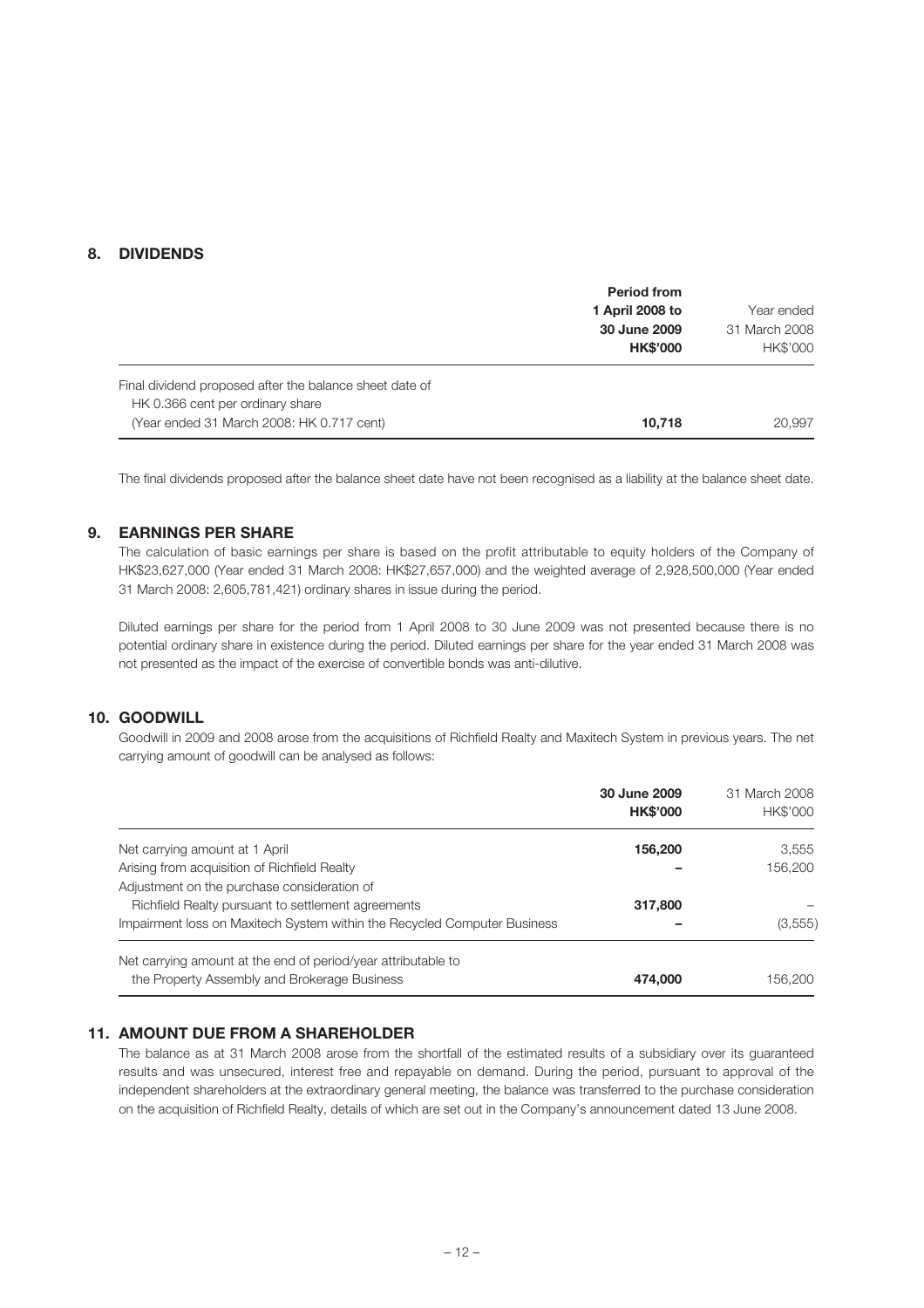## 8. DIVIDENDS

| | **Period from 1 April 2008 to 30 June 2009 HK$'000** | Year ended 31 March 2008 HK$'000 |
|---|---|---|
| Final dividend proposed after the balance sheet date of HK 0.366 cent per ordinary share (Year ended 31 March 2008: HK 0.717 cent) | **10,718** | 20,997 |

The final dividends proposed after the balance sheet date have not been recognised as a liability at the balance sheet date.

## 9. EARNINGS PER SHARE

The calculation of basic earnings per share is based on the profit attributable to equity holders of the Company of HK$23,627,000 (Year ended 31 March 2008: HK$27,657,000) and the weighted average of 2,928,500,000 (Year ended 31 March 2008: 2,605,781,421) ordinary shares in issue during the period.

Diluted earnings per share for the period from 1 April 2008 to 30 June 2009 was not presented because there is no potential ordinary share in existence during the period. Diluted earnings per share for the year ended 31 March 2008 was not presented as the impact of the exercise of convertible bonds was anti-dilutive.

## 10. GOODWILL

Goodwill in 2009 and 2008 arose from the acquisitions of Richfield Realty and Maxitech System in previous years. The net carrying amount of goodwill can be analysed as follows:

| | **30 June 2009 HK$'000** | 31 March 2008 HK$'000 |
|---|---|---|
| Net carrying amount at 1 April | **156,200** | 3,555 |
| Arising from acquisition of Richfield Realty | **–** | 156,200 |
| Adjustment on the purchase consideration of Richfield Realty pursuant to settlement agreements | **317,800** | – |
| Impairment loss on Maxitech System within the Recycled Computer Business | **–** | (3,555) |
| Net carrying amount at the end of period/year attributable to the Property Assembly and Brokerage Business | **474,000** | 156,200 |

## 11. AMOUNT DUE FROM A SHAREHOLDER

The balance as at 31 March 2008 arose from the shortfall of the estimated results of a subsidiary over its guaranteed results and was unsecured, interest free and repayable on demand. During the period, pursuant to approval of the independent shareholders at the extraordinary general meeting, the balance was transferred to the purchase consideration on the acquisition of Richfield Realty, details of which are set out in the Company's announcement dated 13 June 2008.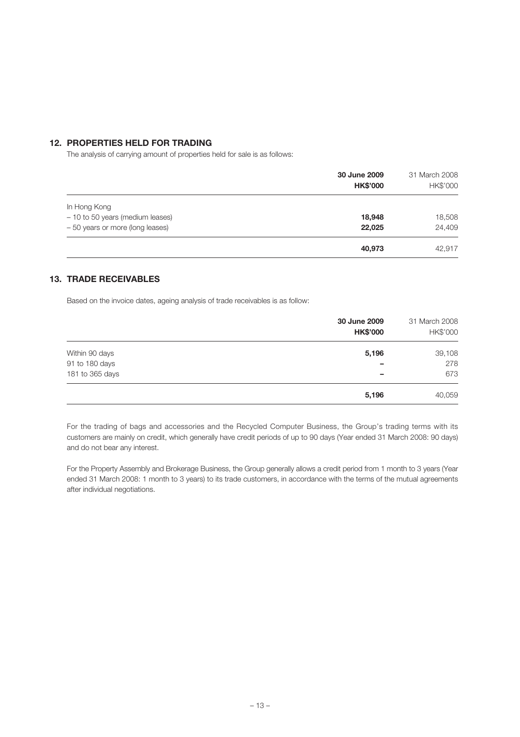## 12. PROPERTIES HELD FOR TRADING

The analysis of carrying amount of properties held for sale is as follows:

| | **30 June 2009** | 31 March 2008 |
|---|---|---|
| | **HK$'000** | HK$'000 |
| In Hong Kong | | |
| – 10 to 50 years (medium leases) | **18,948** | 18,508 |
| – 50 years or more (long leases) | **22,025** | 24,409 |
| | **40,973** | 42,917 |

## 13. TRADE RECEIVABLES

Based on the invoice dates, ageing analysis of trade receivables is as follow:

| | **30 June 2009** | 31 March 2008 |
|---|---|---|
| | **HK$'000** | HK$'000 |
| Within 90 days | **5,196** | 39,108 |
| 91 to 180 days | **–** | 278 |
| 181 to 365 days | **–** | 673 |
| | **5,196** | 40,059 |

For the trading of bags and accessories and the Recycled Computer Business, the Group's trading terms with its customers are mainly on credit, which generally have credit periods of up to 90 days (Year ended 31 March 2008: 90 days) and do not bear any interest.

For the Property Assembly and Brokerage Business, the Group generally allows a credit period from 1 month to 3 years (Year ended 31 March 2008: 1 month to 3 years) to its trade customers, in accordance with the terms of the mutual agreements after individual negotiations.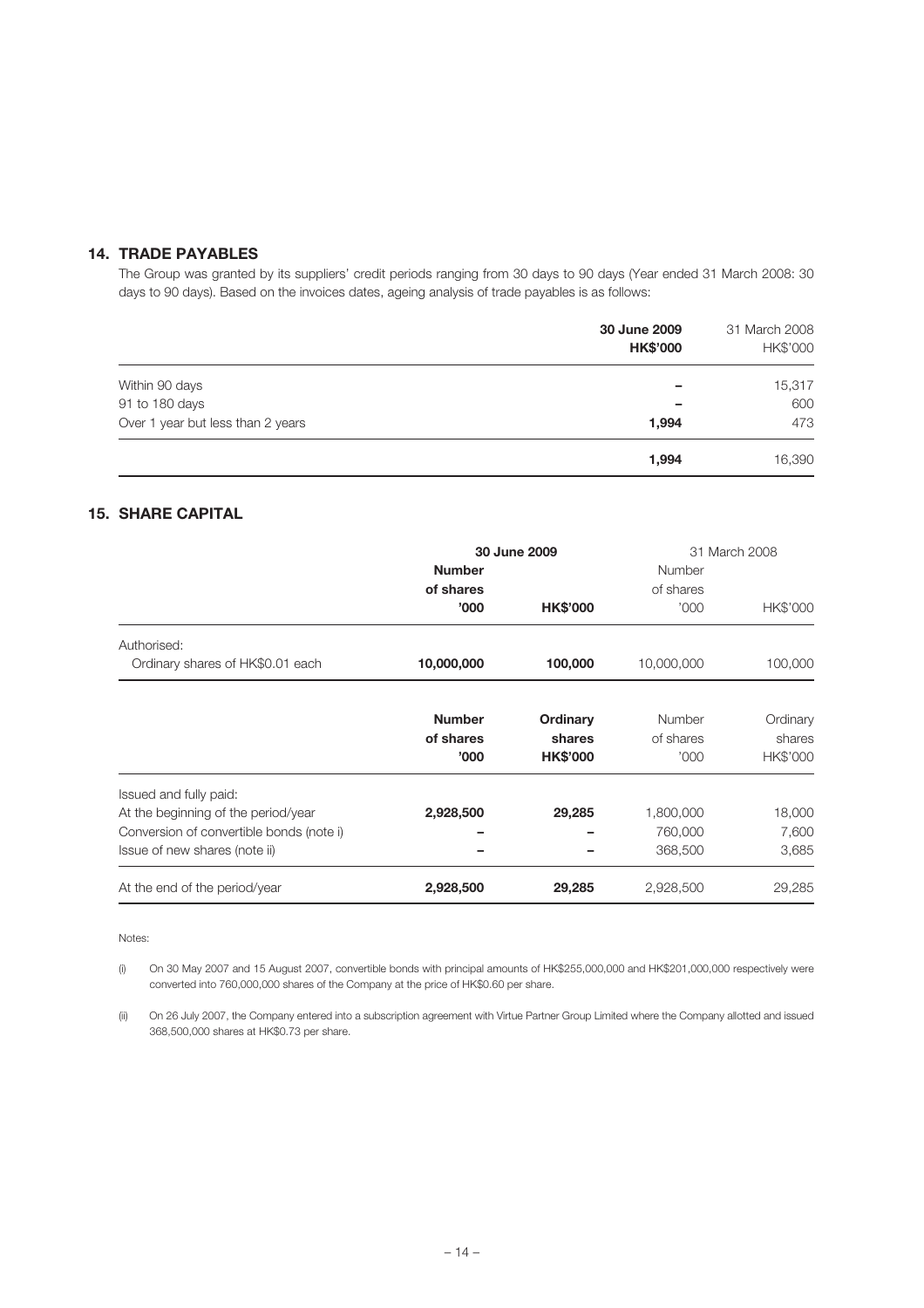## 14. TRADE PAYABLES

The Group was granted by its suppliers' credit periods ranging from 30 days to 90 days (Year ended 31 March 2008: 30 days to 90 days). Based on the invoices dates, ageing analysis of trade payables is as follows:

| | **30 June 2009** | 31 March 2008 |
|---|---|---|
| | **HK$'000** | HK$'000 |
| Within 90 days | **–** | 15,317 |
| 91 to 180 days | **–** | 600 |
| Over 1 year but less than 2 years | **1,994** | 473 |
| | **1,994** | 16,390 |

## 15. SHARE CAPITAL

| | **30 June 2009** | | 31 March 2008 | |
|---|---|---|---|---|
| | **Number of shares '000** | **HK$'000** | Number of shares '000 | HK$'000 |
| Authorised: | | | | |
| Ordinary shares of HK$0.01 each | **10,000,000** | **100,000** | 10,000,000 | 100,000 |

| | **Number of shares '000** | **Ordinary shares HK$'000** | Number of shares '000 | Ordinary shares HK$'000 |
|---|---|---|---|---|
| Issued and fully paid: | | | | |
| At the beginning of the period/year | **2,928,500** | **29,285** | 1,800,000 | 18,000 |
| Conversion of convertible bonds (note i) | **–** | **–** | 760,000 | 7,600 |
| Issue of new shares (note ii) | **–** | **–** | 368,500 | 3,685 |
| At the end of the period/year | **2,928,500** | **29,285** | 2,928,500 | 29,285 |

Notes:

(i) On 30 May 2007 and 15 August 2007, convertible bonds with principal amounts of HK$255,000,000 and HK$201,000,000 respectively were converted into 760,000,000 shares of the Company at the price of HK$0.60 per share.

(ii) On 26 July 2007, the Company entered into a subscription agreement with Virtue Partner Group Limited where the Company allotted and issued 368,500,000 shares at HK$0.73 per share.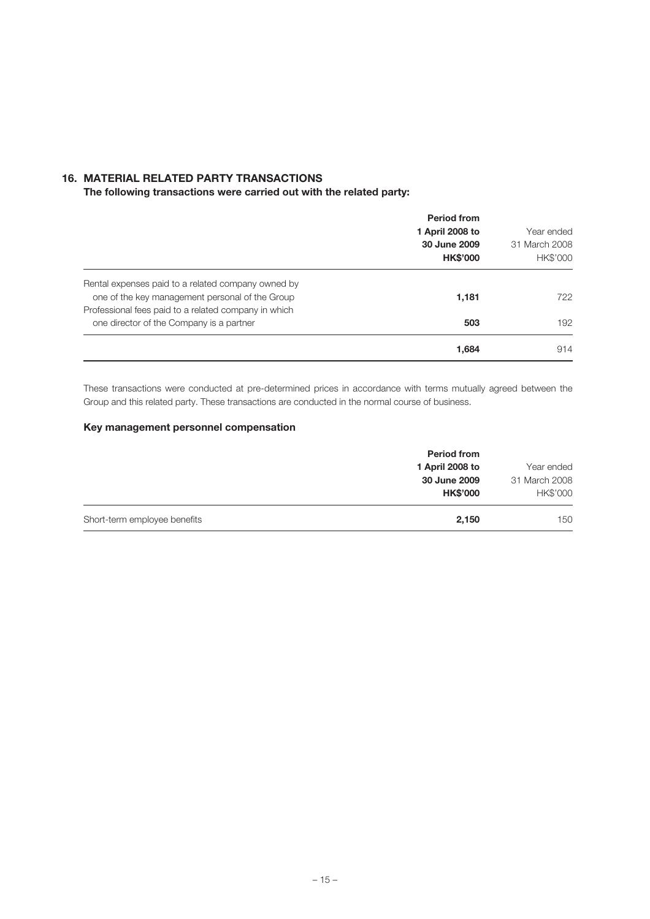## 16. MATERIAL RELATED PARTY TRANSACTIONS

**The following transactions were carried out with the related party:**

| | **Period from 1 April 2008 to 30 June 2009** **HK$'000** | Year ended 31 March 2008 HK$'000 |
|---|---|---|
| Rental expenses paid to a related company owned by one of the key management personal of the Group | **1,181** | 722 |
| Professional fees paid to a related company in which one director of the Company is a partner | **503** | 192 |
| | **1,684** | 914 |

These transactions were conducted at pre-determined prices in accordance with terms mutually agreed between the Group and this related party. These transactions are conducted in the normal course of business.

### Key management personnel compensation

| | **Period from 1 April 2008 to 30 June 2009** **HK$'000** | Year ended 31 March 2008 HK$'000 |
|---|---|---|
| Short-term employee benefits | **2,150** | 150 |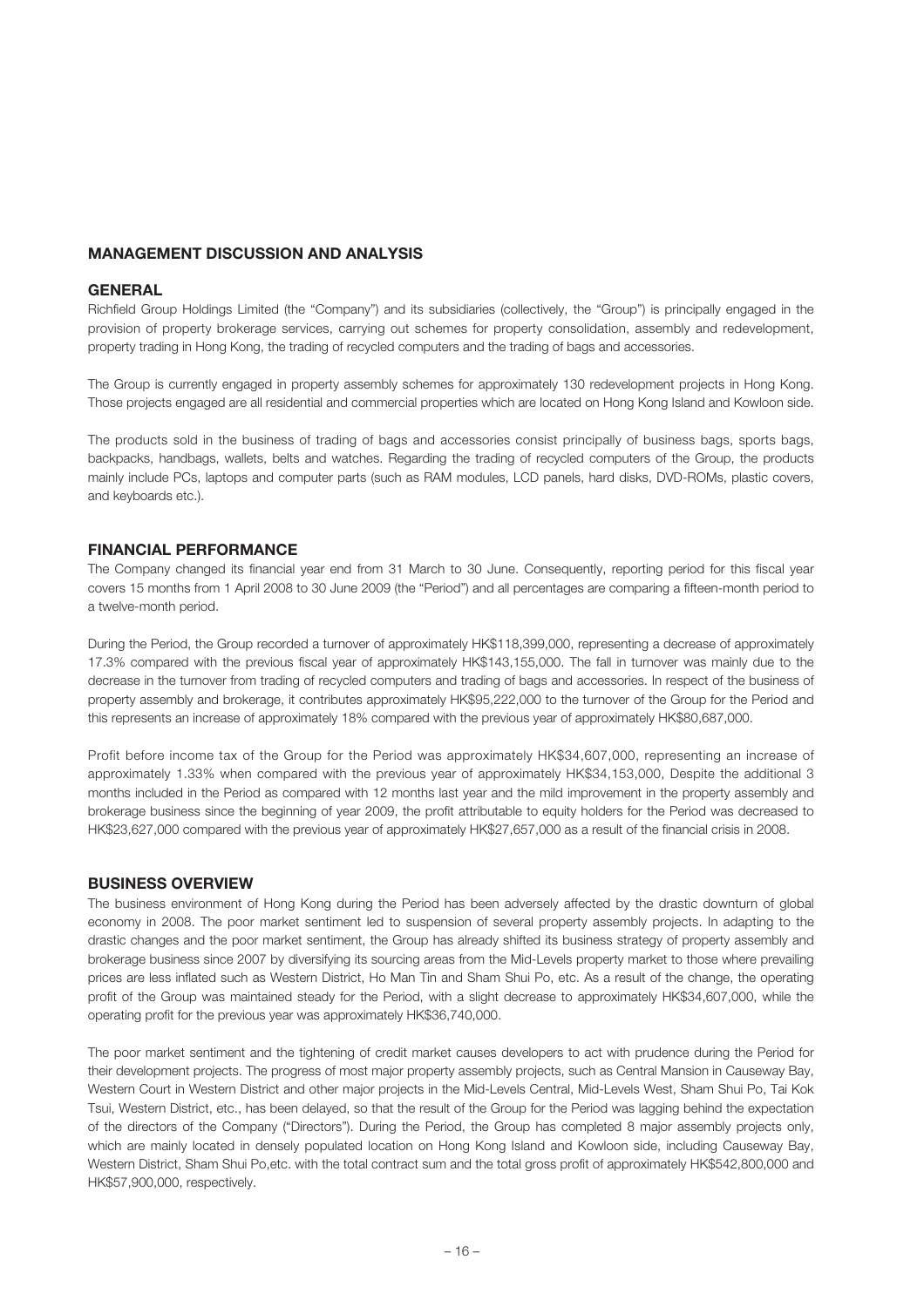## MANAGEMENT DISCUSSION AND ANALYSIS

### GENERAL

Richfield Group Holdings Limited (the "Company") and its subsidiaries (collectively, the "Group") is principally engaged in the provision of property brokerage services, carrying out schemes for property consolidation, assembly and redevelopment, property trading in Hong Kong, the trading of recycled computers and the trading of bags and accessories.

The Group is currently engaged in property assembly schemes for approximately 130 redevelopment projects in Hong Kong. Those projects engaged are all residential and commercial properties which are located on Hong Kong Island and Kowloon side.

The products sold in the business of trading of bags and accessories consist principally of business bags, sports bags, backpacks, handbags, wallets, belts and watches. Regarding the trading of recycled computers of the Group, the products mainly include PCs, laptops and computer parts (such as RAM modules, LCD panels, hard disks, DVD-ROMs, plastic covers, and keyboards etc.).

### FINANCIAL PERFORMANCE

The Company changed its financial year end from 31 March to 30 June. Consequently, reporting period for this fiscal year covers 15 months from 1 April 2008 to 30 June 2009 (the "Period") and all percentages are comparing a fifteen-month period to a twelve-month period.

During the Period, the Group recorded a turnover of approximately HK$118,399,000, representing a decrease of approximately 17.3% compared with the previous fiscal year of approximately HK$143,155,000. The fall in turnover was mainly due to the decrease in the turnover from trading of recycled computers and trading of bags and accessories. In respect of the business of property assembly and brokerage, it contributes approximately HK$95,222,000 to the turnover of the Group for the Period and this represents an increase of approximately 18% compared with the previous year of approximately HK$80,687,000.

Profit before income tax of the Group for the Period was approximately HK$34,607,000, representing an increase of approximately 1.33% when compared with the previous year of approximately HK$34,153,000, Despite the additional 3 months included in the Period as compared with 12 months last year and the mild improvement in the property assembly and brokerage business since the beginning of year 2009, the profit attributable to equity holders for the Period was decreased to HK$23,627,000 compared with the previous year of approximately HK$27,657,000 as a result of the financial crisis in 2008.

### BUSINESS OVERVIEW

The business environment of Hong Kong during the Period has been adversely affected by the drastic downturn of global economy in 2008. The poor market sentiment led to suspension of several property assembly projects. In adapting to the drastic changes and the poor market sentiment, the Group has already shifted its business strategy of property assembly and brokerage business since 2007 by diversifying its sourcing areas from the Mid-Levels property market to those where prevailing prices are less inflated such as Western District, Ho Man Tin and Sham Shui Po, etc. As a result of the change, the operating profit of the Group was maintained steady for the Period, with a slight decrease to approximately HK$34,607,000, while the operating profit for the previous year was approximately HK$36,740,000.

The poor market sentiment and the tightening of credit market causes developers to act with prudence during the Period for their development projects. The progress of most major property assembly projects, such as Central Mansion in Causeway Bay, Western Court in Western District and other major projects in the Mid-Levels Central, Mid-Levels West, Sham Shui Po, Tai Kok Tsui, Western District, etc., has been delayed, so that the result of the Group for the Period was lagging behind the expectation of the directors of the Company ("Directors"). During the Period, the Group has completed 8 major assembly projects only, which are mainly located in densely populated location on Hong Kong Island and Kowloon side, including Causeway Bay, Western District, Sham Shui Po,etc. with the total contract sum and the total gross profit of approximately HK$542,800,000 and HK$57,900,000, respectively.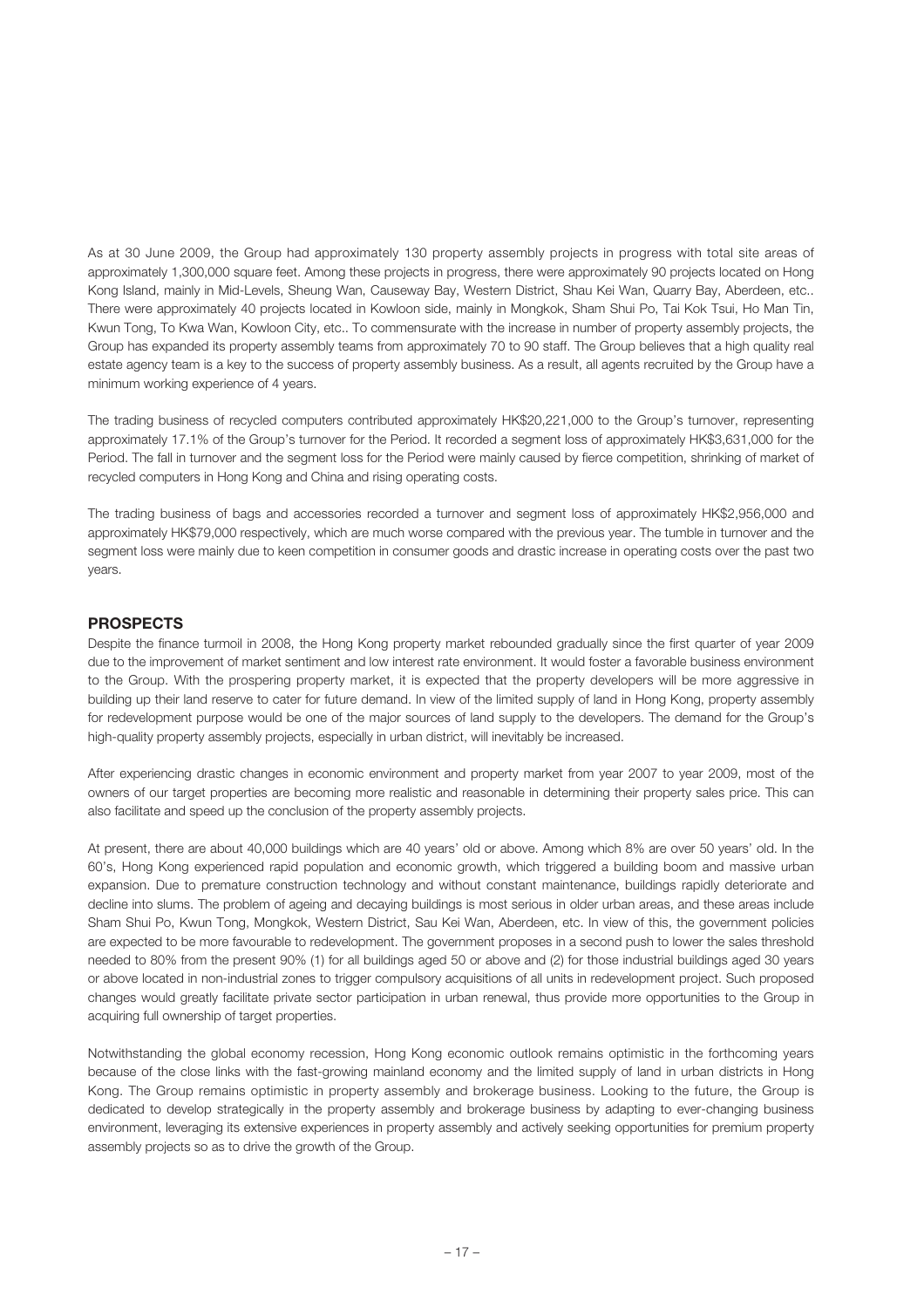As at 30 June 2009, the Group had approximately 130 property assembly projects in progress with total site areas of approximately 1,300,000 square feet. Among these projects in progress, there were approximately 90 projects located on Hong Kong Island, mainly in Mid-Levels, Sheung Wan, Causeway Bay, Western District, Shau Kei Wan, Quarry Bay, Aberdeen, etc.. There were approximately 40 projects located in Kowloon side, mainly in Mongkok, Sham Shui Po, Tai Kok Tsui, Ho Man Tin, Kwun Tong, To Kwa Wan, Kowloon City, etc.. To commensurate with the increase in number of property assembly projects, the Group has expanded its property assembly teams from approximately 70 to 90 staff. The Group believes that a high quality real estate agency team is a key to the success of property assembly business. As a result, all agents recruited by the Group have a minimum working experience of 4 years.

The trading business of recycled computers contributed approximately HK$20,221,000 to the Group's turnover, representing approximately 17.1% of the Group's turnover for the Period. It recorded a segment loss of approximately HK$3,631,000 for the Period. The fall in turnover and the segment loss for the Period were mainly caused by fierce competition, shrinking of market of recycled computers in Hong Kong and China and rising operating costs.

The trading business of bags and accessories recorded a turnover and segment loss of approximately HK$2,956,000 and approximately HK$79,000 respectively, which are much worse compared with the previous year. The tumble in turnover and the segment loss were mainly due to keen competition in consumer goods and drastic increase in operating costs over the past two years.

## PROSPECTS

Despite the finance turmoil in 2008, the Hong Kong property market rebounded gradually since the first quarter of year 2009 due to the improvement of market sentiment and low interest rate environment. It would foster a favorable business environment to the Group. With the prospering property market, it is expected that the property developers will be more aggressive in building up their land reserve to cater for future demand. In view of the limited supply of land in Hong Kong, property assembly for redevelopment purpose would be one of the major sources of land supply to the developers. The demand for the Group's high-quality property assembly projects, especially in urban district, will inevitably be increased.

After experiencing drastic changes in economic environment and property market from year 2007 to year 2009, most of the owners of our target properties are becoming more realistic and reasonable in determining their property sales price. This can also facilitate and speed up the conclusion of the property assembly projects.

At present, there are about 40,000 buildings which are 40 years' old or above. Among which 8% are over 50 years' old. In the 60's, Hong Kong experienced rapid population and economic growth, which triggered a building boom and massive urban expansion. Due to premature construction technology and without constant maintenance, buildings rapidly deteriorate and decline into slums. The problem of ageing and decaying buildings is most serious in older urban areas, and these areas include Sham Shui Po, Kwun Tong, Mongkok, Western District, Sau Kei Wan, Aberdeen, etc. In view of this, the government policies are expected to be more favourable to redevelopment. The government proposes in a second push to lower the sales threshold needed to 80% from the present 90% (1) for all buildings aged 50 or above and (2) for those industrial buildings aged 30 years or above located in non-industrial zones to trigger compulsory acquisitions of all units in redevelopment project. Such proposed changes would greatly facilitate private sector participation in urban renewal, thus provide more opportunities to the Group in acquiring full ownership of target properties.

Notwithstanding the global economy recession, Hong Kong economic outlook remains optimistic in the forthcoming years because of the close links with the fast-growing mainland economy and the limited supply of land in urban districts in Hong Kong. The Group remains optimistic in property assembly and brokerage business. Looking to the future, the Group is dedicated to develop strategically in the property assembly and brokerage business by adapting to ever-changing business environment, leveraging its extensive experiences in property assembly and actively seeking opportunities for premium property assembly projects so as to drive the growth of the Group.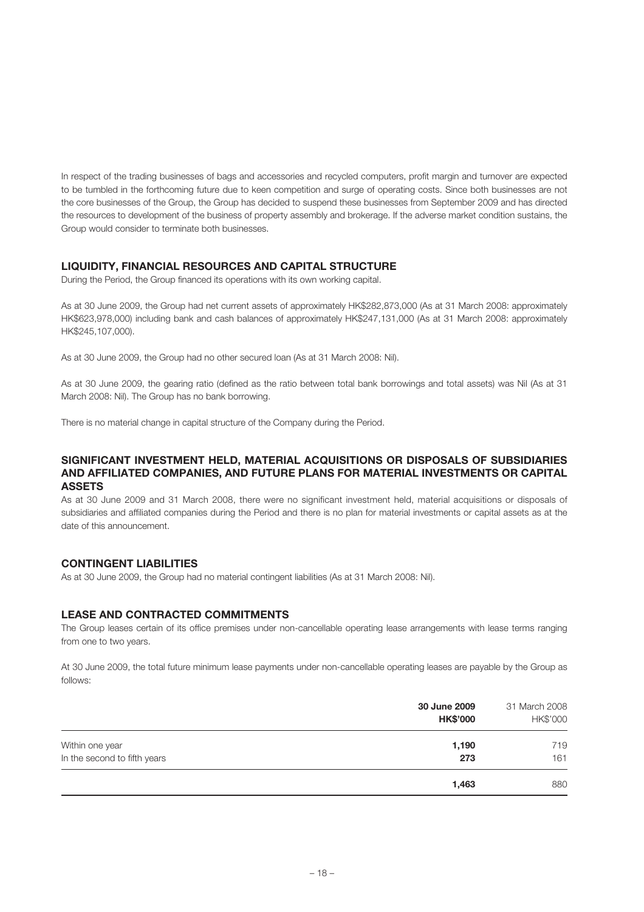In respect of the trading businesses of bags and accessories and recycled computers, profit margin and turnover are expected to be tumbled in the forthcoming future due to keen competition and surge of operating costs. Since both businesses are not the core businesses of the Group, the Group has decided to suspend these businesses from September 2009 and has directed the resources to development of the business of property assembly and brokerage. If the adverse market condition sustains, the Group would consider to terminate both businesses.

## LIQUIDITY, FINANCIAL RESOURCES AND CAPITAL STRUCTURE

During the Period, the Group financed its operations with its own working capital.

As at 30 June 2009, the Group had net current assets of approximately HK$282,873,000 (As at 31 March 2008: approximately HK$623,978,000) including bank and cash balances of approximately HK$247,131,000 (As at 31 March 2008: approximately HK$245,107,000).

As at 30 June 2009, the Group had no other secured loan (As at 31 March 2008: Nil).

As at 30 June 2009, the gearing ratio (defined as the ratio between total bank borrowings and total assets) was Nil (As at 31 March 2008: Nil). The Group has no bank borrowing.

There is no material change in capital structure of the Company during the Period.

## SIGNIFICANT INVESTMENT HELD, MATERIAL ACQUISITIONS OR DISPOSALS OF SUBSIDIARIES AND AFFILIATED COMPANIES, AND FUTURE PLANS FOR MATERIAL INVESTMENTS OR CAPITAL ASSETS

As at 30 June 2009 and 31 March 2008, there were no significant investment held, material acquisitions or disposals of subsidiaries and affiliated companies during the Period and there is no plan for material investments or capital assets as at the date of this announcement.

## CONTINGENT LIABILITIES

As at 30 June 2009, the Group had no material contingent liabilities (As at 31 March 2008: Nil).

## LEASE AND CONTRACTED COMMITMENTS

The Group leases certain of its office premises under non-cancellable operating lease arrangements with lease terms ranging from one to two years.

At 30 June 2009, the total future minimum lease payments under non-cancellable operating leases are payable by the Group as follows:

| | **30 June 2009** | 31 March 2008 |
|---|---|---|
| | **HK$'000** | HK$'000 |
| Within one year | **1,190** | 719 |
| In the second to fifth years | **273** | 161 |
| | **1,463** | 880 |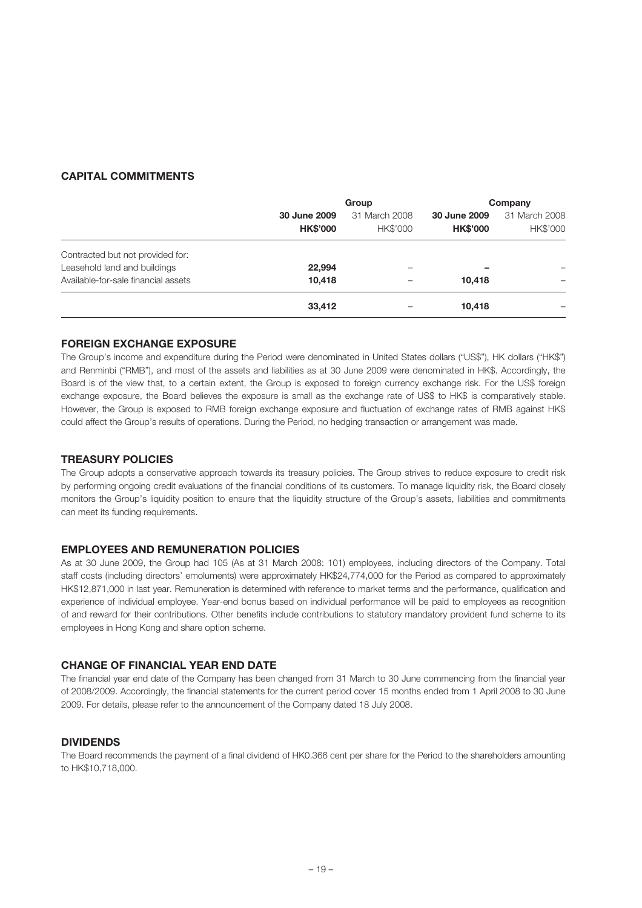## CAPITAL COMMITMENTS

| | Group | | Company | |
|---|---|---|---|---|
| | **30 June 2009** | 31 March 2008 | **30 June 2009** | 31 March 2008 |
| | **HK$'000** | HK$'000 | **HK$'000** | HK$'000 |
| Contracted but not provided for: | | | | |
| Leasehold land and buildings | **22,994** | – | **–** | – |
| Available-for-sale financial assets | **10,418** | – | **10,418** | – |
| | **33,412** | – | **10,418** | – |

## FOREIGN EXCHANGE EXPOSURE

The Group's income and expenditure during the Period were denominated in United States dollars ("US$"), HK dollars ("HK$") and Renminbi ("RMB"), and most of the assets and liabilities as at 30 June 2009 were denominated in HK$. Accordingly, the Board is of the view that, to a certain extent, the Group is exposed to foreign currency exchange risk. For the US$ foreign exchange exposure, the Board believes the exposure is small as the exchange rate of US$ to HK$ is comparatively stable. However, the Group is exposed to RMB foreign exchange exposure and fluctuation of exchange rates of RMB against HK$ could affect the Group's results of operations. During the Period, no hedging transaction or arrangement was made.

## TREASURY POLICIES

The Group adopts a conservative approach towards its treasury policies. The Group strives to reduce exposure to credit risk by performing ongoing credit evaluations of the financial conditions of its customers. To manage liquidity risk, the Board closely monitors the Group's liquidity position to ensure that the liquidity structure of the Group's assets, liabilities and commitments can meet its funding requirements.

## EMPLOYEES AND REMUNERATION POLICIES

As at 30 June 2009, the Group had 105 (As at 31 March 2008: 101) employees, including directors of the Company. Total staff costs (including directors' emoluments) were approximately HK$24,774,000 for the Period as compared to approximately HK$12,871,000 in last year. Remuneration is determined with reference to market terms and the performance, qualification and experience of individual employee. Year-end bonus based on individual performance will be paid to employees as recognition of and reward for their contributions. Other benefits include contributions to statutory mandatory provident fund scheme to its employees in Hong Kong and share option scheme.

## CHANGE OF FINANCIAL YEAR END DATE

The financial year end date of the Company has been changed from 31 March to 30 June commencing from the financial year of 2008/2009. Accordingly, the financial statements for the current period cover 15 months ended from 1 April 2008 to 30 June 2009. For details, please refer to the announcement of the Company dated 18 July 2008.

## DIVIDENDS

The Board recommends the payment of a final dividend of HK0.366 cent per share for the Period to the shareholders amounting to HK$10,718,000.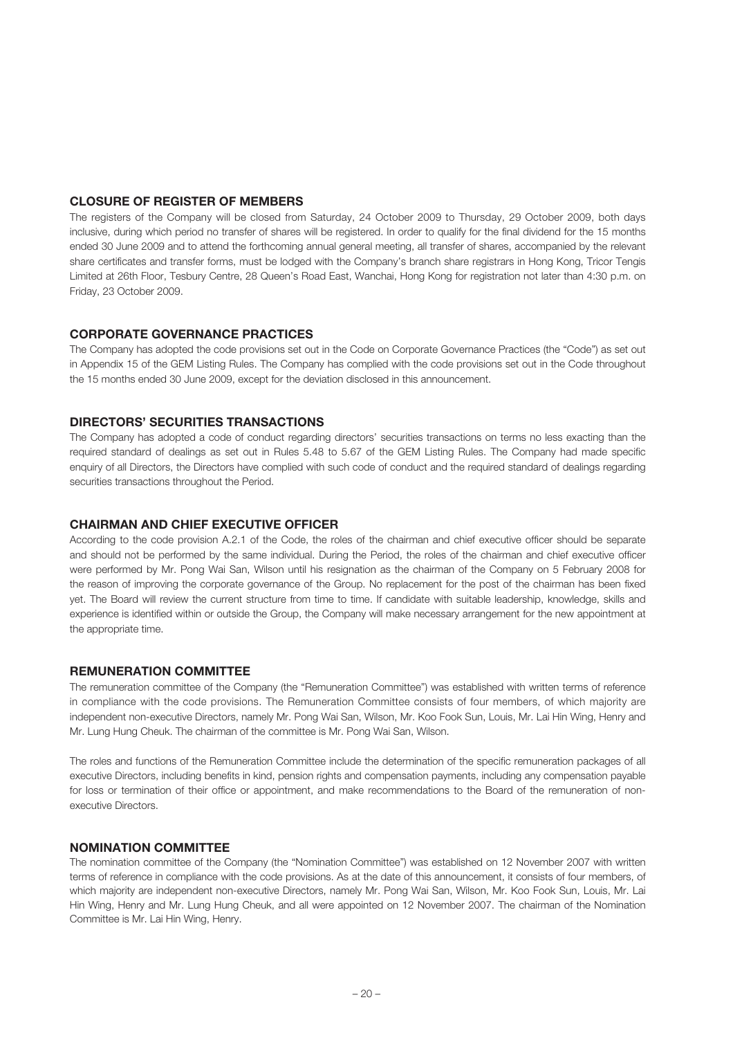## CLOSURE OF REGISTER OF MEMBERS

The registers of the Company will be closed from Saturday, 24 October 2009 to Thursday, 29 October 2009, both days inclusive, during which period no transfer of shares will be registered. In order to qualify for the final dividend for the 15 months ended 30 June 2009 and to attend the forthcoming annual general meeting, all transfer of shares, accompanied by the relevant share certificates and transfer forms, must be lodged with the Company's branch share registrars in Hong Kong, Tricor Tengis Limited at 26th Floor, Tesbury Centre, 28 Queen's Road East, Wanchai, Hong Kong for registration not later than 4:30 p.m. on Friday, 23 October 2009.

## CORPORATE GOVERNANCE PRACTICES

The Company has adopted the code provisions set out in the Code on Corporate Governance Practices (the "Code") as set out in Appendix 15 of the GEM Listing Rules. The Company has complied with the code provisions set out in the Code throughout the 15 months ended 30 June 2009, except for the deviation disclosed in this announcement.

## DIRECTORS' SECURITIES TRANSACTIONS

The Company has adopted a code of conduct regarding directors' securities transactions on terms no less exacting than the required standard of dealings as set out in Rules 5.48 to 5.67 of the GEM Listing Rules. The Company had made specific enquiry of all Directors, the Directors have complied with such code of conduct and the required standard of dealings regarding securities transactions throughout the Period.

## CHAIRMAN AND CHIEF EXECUTIVE OFFICER

According to the code provision A.2.1 of the Code, the roles of the chairman and chief executive officer should be separate and should not be performed by the same individual. During the Period, the roles of the chairman and chief executive officer were performed by Mr. Pong Wai San, Wilson until his resignation as the chairman of the Company on 5 February 2008 for the reason of improving the corporate governance of the Group. No replacement for the post of the chairman has been fixed yet. The Board will review the current structure from time to time. If candidate with suitable leadership, knowledge, skills and experience is identified within or outside the Group, the Company will make necessary arrangement for the new appointment at the appropriate time.

## REMUNERATION COMMITTEE

The remuneration committee of the Company (the "Remuneration Committee") was established with written terms of reference in compliance with the code provisions. The Remuneration Committee consists of four members, of which majority are independent non-executive Directors, namely Mr. Pong Wai San, Wilson, Mr. Koo Fook Sun, Louis, Mr. Lai Hin Wing, Henry and Mr. Lung Hung Cheuk. The chairman of the committee is Mr. Pong Wai San, Wilson.

The roles and functions of the Remuneration Committee include the determination of the specific remuneration packages of all executive Directors, including benefits in kind, pension rights and compensation payments, including any compensation payable for loss or termination of their office or appointment, and make recommendations to the Board of the remuneration of non-executive Directors.

## NOMINATION COMMITTEE

The nomination committee of the Company (the "Nomination Committee") was established on 12 November 2007 with written terms of reference in compliance with the code provisions. As at the date of this announcement, it consists of four members, of which majority are independent non-executive Directors, namely Mr. Pong Wai San, Wilson, Mr. Koo Fook Sun, Louis, Mr. Lai Hin Wing, Henry and Mr. Lung Hung Cheuk, and all were appointed on 12 November 2007. The chairman of the Nomination Committee is Mr. Lai Hin Wing, Henry.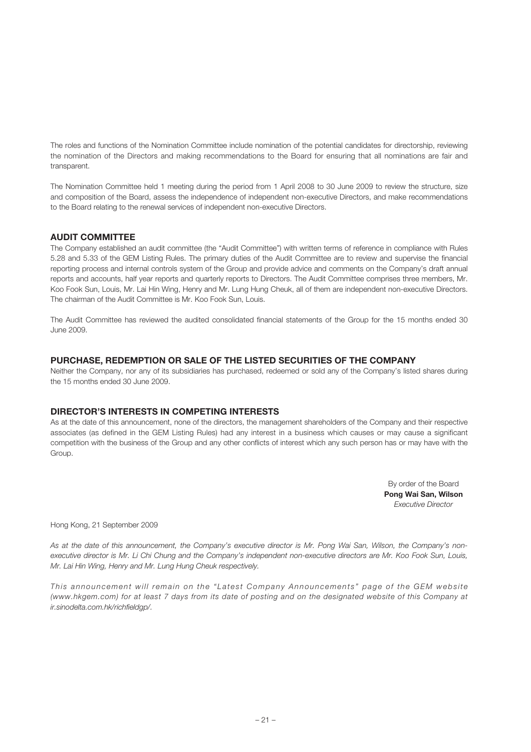The roles and functions of the Nomination Committee include nomination of the potential candidates for directorship, reviewing the nomination of the Directors and making recommendations to the Board for ensuring that all nominations are fair and transparent.

The Nomination Committee held 1 meeting during the period from 1 April 2008 to 30 June 2009 to review the structure, size and composition of the Board, assess the independence of independent non-executive Directors, and make recommendations to the Board relating to the renewal services of independent non-executive Directors.

## AUDIT COMMITTEE

The Company established an audit committee (the "Audit Committee") with written terms of reference in compliance with Rules 5.28 and 5.33 of the GEM Listing Rules. The primary duties of the Audit Committee are to review and supervise the financial reporting process and internal controls system of the Group and provide advice and comments on the Company's draft annual reports and accounts, half year reports and quarterly reports to Directors. The Audit Committee comprises three members, Mr. Koo Fook Sun, Louis, Mr. Lai Hin Wing, Henry and Mr. Lung Hung Cheuk, all of them are independent non-executive Directors. The chairman of the Audit Committee is Mr. Koo Fook Sun, Louis.

The Audit Committee has reviewed the audited consolidated financial statements of the Group for the 15 months ended 30 June 2009.

## PURCHASE, REDEMPTION OR SALE OF THE LISTED SECURITIES OF THE COMPANY

Neither the Company, nor any of its subsidiaries has purchased, redeemed or sold any of the Company's listed shares during the 15 months ended 30 June 2009.

## DIRECTOR'S INTERESTS IN COMPETING INTERESTS

As at the date of this announcement, none of the directors, the management shareholders of the Company and their respective associates (as defined in the GEM Listing Rules) had any interest in a business which causes or may cause a significant competition with the business of the Group and any other conflicts of interest which any such person has or may have with the Group.

By order of the Board
**Pong Wai San, Wilson**
*Executive Director*

Hong Kong, 21 September 2009

*As at the date of this announcement, the Company's executive director is Mr. Pong Wai San, Wilson, the Company's non-executive director is Mr. Li Chi Chung and the Company's independent non-executive directors are Mr. Koo Fook Sun, Louis, Mr. Lai Hin Wing, Henry and Mr. Lung Hung Cheuk respectively.*

*This announcement will remain on the "Latest Company Announcements" page of the GEM website (www.hkgem.com) for at least 7 days from its date of posting and on the designated website of this Company at ir.sinodelta.com.hk/richfieldgp/.*